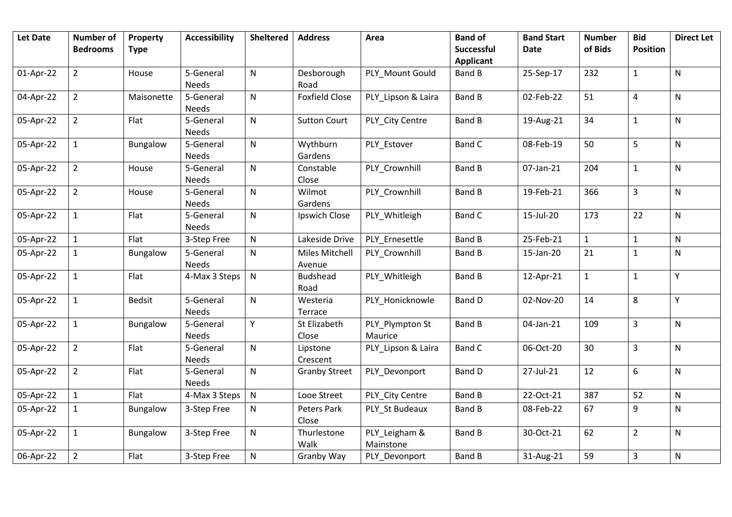| Let Date | Number of Bedrooms | Property Type | Accessibility | Sheltered | Address | Area | Band of Successful Applicant | Band Start Date | Number of Bids | Bid Position | Direct Let |
|---|---|---|---|---|---|---|---|---|---|---|---|
| 01-Apr-22 | 2 | House | 5-General Needs | N | Desborough Road | PLY_Mount Gould | Band B | 25-Sep-17 | 232 | 1 | N |
| 04-Apr-22 | 2 | Maisonette | 5-General Needs | N | Foxfield Close | PLY_Lipson & Laira | Band B | 02-Feb-22 | 51 | 4 | N |
| 05-Apr-22 | 2 | Flat | 5-General Needs | N | Sutton Court | PLY_City Centre | Band B | 19-Aug-21 | 34 | 1 | N |
| 05-Apr-22 | 1 | Bungalow | 5-General Needs | N | Wythburn Gardens | PLY_Estover | Band C | 08-Feb-19 | 50 | 5 | N |
| 05-Apr-22 | 2 | House | 5-General Needs | N | Constable Close | PLY_Crownhill | Band B | 07-Jan-21 | 204 | 1 | N |
| 05-Apr-22 | 2 | House | 5-General Needs | N | Wilmot Gardens | PLY_Crownhill | Band B | 19-Feb-21 | 366 | 3 | N |
| 05-Apr-22 | 1 | Flat | 5-General Needs | N | Ipswich Close | PLY_Whitleigh | Band C | 15-Jul-20 | 173 | 22 | N |
| 05-Apr-22 | 1 | Flat | 3-Step Free | N | Lakeside Drive | PLY_Ernesettle | Band B | 25-Feb-21 | 1 | 1 | N |
| 05-Apr-22 | 1 | Bungalow | 5-General Needs | N | Miles Mitchell Avenue | PLY_Crownhill | Band B | 15-Jan-20 | 21 | 1 | N |
| 05-Apr-22 | 1 | Flat | 4-Max 3 Steps | N | Budshead Road | PLY_Whitleigh | Band B | 12-Apr-21 | 1 | 1 | Y |
| 05-Apr-22 | 1 | Bedsit | 5-General Needs | N | Westeria Terrace | PLY_Honicknowle | Band D | 02-Nov-20 | 14 | 8 | Y |
| 05-Apr-22 | 1 | Bungalow | 5-General Needs | Y | St Elizabeth Close | PLY_Plympton St Maurice | Band B | 04-Jan-21 | 109 | 3 | N |
| 05-Apr-22 | 2 | Flat | 5-General Needs | N | Lipstone Crescent | PLY_Lipson & Laira | Band C | 06-Oct-20 | 30 | 3 | N |
| 05-Apr-22 | 2 | Flat | 5-General Needs | N | Granby Street | PLY_Devonport | Band D | 27-Jul-21 | 12 | 6 | N |
| 05-Apr-22 | 1 | Flat | 4-Max 3 Steps | N | Looe Street | PLY_City Centre | Band B | 22-Oct-21 | 387 | 52 | N |
| 05-Apr-22 | 1 | Bungalow | 3-Step Free | N | Peters Park Close | PLY_St Budeaux | Band B | 08-Feb-22 | 67 | 9 | N |
| 05-Apr-22 | 1 | Bungalow | 3-Step Free | N | Thurlestone Walk | PLY_Leigham & Mainstone | Band B | 30-Oct-21 | 62 | 2 | N |
| 06-Apr-22 | 2 | Flat | 3-Step Free | N | Granby Way | PLY_Devonport | Band B | 31-Aug-21 | 59 | 3 | N |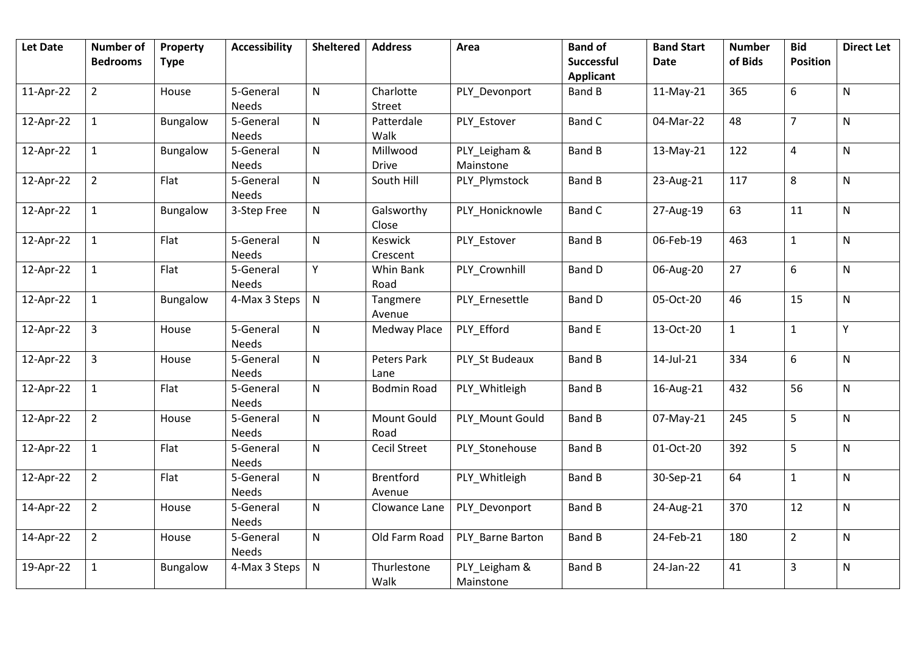| Let Date | Number of Bedrooms | Property Type | Accessibility | Sheltered | Address | Area | Band of Successful Applicant | Band Start Date | Number of Bids | Bid Position | Direct Let |
|---|---|---|---|---|---|---|---|---|---|---|---|
| 11-Apr-22 | 2 | House | 5-General Needs | N | Charlotte Street | PLY_Devonport | Band B | 11-May-21 | 365 | 6 | N |
| 12-Apr-22 | 1 | Bungalow | 5-General Needs | N | Patterdale Walk | PLY_Estover | Band C | 04-Mar-22 | 48 | 7 | N |
| 12-Apr-22 | 1 | Bungalow | 5-General Needs | N | Millwood Drive | PLY_Leigham & Mainstone | Band B | 13-May-21 | 122 | 4 | N |
| 12-Apr-22 | 2 | Flat | 5-General Needs | N | South Hill | PLY_Plymstock | Band B | 23-Aug-21 | 117 | 8 | N |
| 12-Apr-22 | 1 | Bungalow | 3-Step Free | N | Galsworthy Close | PLY_Honicknowle | Band C | 27-Aug-19 | 63 | 11 | N |
| 12-Apr-22 | 1 | Flat | 5-General Needs | N | Keswick Crescent | PLY_Estover | Band B | 06-Feb-19 | 463 | 1 | N |
| 12-Apr-22 | 1 | Flat | 5-General Needs | Y | Whin Bank Road | PLY_Crownhill | Band D | 06-Aug-20 | 27 | 6 | N |
| 12-Apr-22 | 1 | Bungalow | 4-Max 3 Steps | N | Tangmere Avenue | PLY_Ernesettle | Band D | 05-Oct-20 | 46 | 15 | N |
| 12-Apr-22 | 3 | House | 5-General Needs | N | Medway Place | PLY_Efford | Band E | 13-Oct-20 | 1 | 1 | Y |
| 12-Apr-22 | 3 | House | 5-General Needs | N | Peters Park Lane | PLY_St Budeaux | Band B | 14-Jul-21 | 334 | 6 | N |
| 12-Apr-22 | 1 | Flat | 5-General Needs | N | Bodmin Road | PLY_Whitleigh | Band B | 16-Aug-21 | 432 | 56 | N |
| 12-Apr-22 | 2 | House | 5-General Needs | N | Mount Gould Road | PLY_Mount Gould | Band B | 07-May-21 | 245 | 5 | N |
| 12-Apr-22 | 1 | Flat | 5-General Needs | N | Cecil Street | PLY_Stonehouse | Band B | 01-Oct-20 | 392 | 5 | N |
| 12-Apr-22 | 2 | Flat | 5-General Needs | N | Brentford Avenue | PLY_Whitleigh | Band B | 30-Sep-21 | 64 | 1 | N |
| 14-Apr-22 | 2 | House | 5-General Needs | N | Clowance Lane | PLY_Devonport | Band B | 24-Aug-21 | 370 | 12 | N |
| 14-Apr-22 | 2 | House | 5-General Needs | N | Old Farm Road | PLY_Barne Barton | Band B | 24-Feb-21 | 180 | 2 | N |
| 19-Apr-22 | 1 | Bungalow | 4-Max 3 Steps | N | Thurlestone Walk | PLY_Leigham & Mainstone | Band B | 24-Jan-22 | 41 | 3 | N |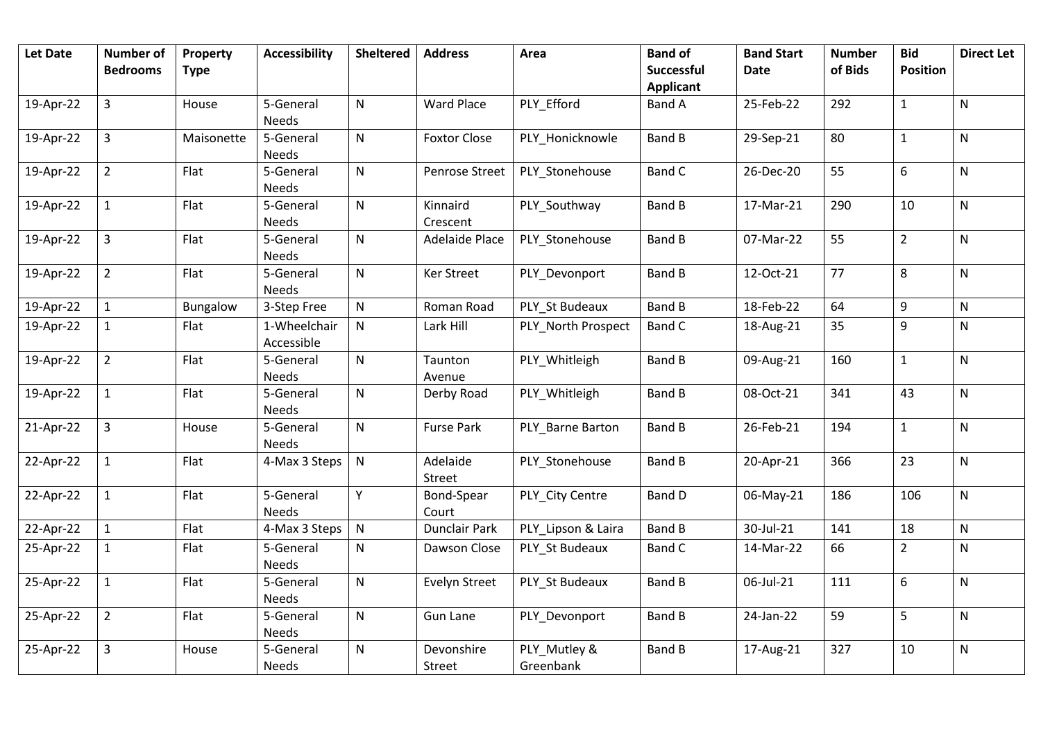| Let Date | Number of Bedrooms | Property Type | Accessibility | Sheltered | Address | Area | Band of Successful Applicant | Band Start Date | Number of Bids | Bid Position | Direct Let |
|---|---|---|---|---|---|---|---|---|---|---|---|
| 19-Apr-22 | 3 | House | 5-General Needs | N | Ward Place | PLY_Efford | Band A | 25-Feb-22 | 292 | 1 | N |
| 19-Apr-22 | 3 | Maisonette | 5-General Needs | N | Foxtor Close | PLY_Honicknowle | Band B | 29-Sep-21 | 80 | 1 | N |
| 19-Apr-22 | 2 | Flat | 5-General Needs | N | Penrose Street | PLY_Stonehouse | Band C | 26-Dec-20 | 55 | 6 | N |
| 19-Apr-22 | 1 | Flat | 5-General Needs | N | Kinnaird Crescent | PLY_Southway | Band B | 17-Mar-21 | 290 | 10 | N |
| 19-Apr-22 | 3 | Flat | 5-General Needs | N | Adelaide Place | PLY_Stonehouse | Band B | 07-Mar-22 | 55 | 2 | N |
| 19-Apr-22 | 2 | Flat | 5-General Needs | N | Ker Street | PLY_Devonport | Band B | 12-Oct-21 | 77 | 8 | N |
| 19-Apr-22 | 1 | Bungalow | 3-Step Free | N | Roman Road | PLY_St Budeaux | Band B | 18-Feb-22 | 64 | 9 | N |
| 19-Apr-22 | 1 | Flat | 1-Wheelchair Accessible | N | Lark Hill | PLY_North Prospect | Band C | 18-Aug-21 | 35 | 9 | N |
| 19-Apr-22 | 2 | Flat | 5-General Needs | N | Taunton Avenue | PLY_Whitleigh | Band B | 09-Aug-21 | 160 | 1 | N |
| 19-Apr-22 | 1 | Flat | 5-General Needs | N | Derby Road | PLY_Whitleigh | Band B | 08-Oct-21 | 341 | 43 | N |
| 21-Apr-22 | 3 | House | 5-General Needs | N | Furse Park | PLY_Barne Barton | Band B | 26-Feb-21 | 194 | 1 | N |
| 22-Apr-22 | 1 | Flat | 4-Max 3 Steps | N | Adelaide Street | PLY_Stonehouse | Band B | 20-Apr-21 | 366 | 23 | N |
| 22-Apr-22 | 1 | Flat | 5-General Needs | Y | Bond-Spear Court | PLY_City Centre | Band D | 06-May-21 | 186 | 106 | N |
| 22-Apr-22 | 1 | Flat | 4-Max 3 Steps | N | Dunclair Park | PLY_Lipson & Laira | Band B | 30-Jul-21 | 141 | 18 | N |
| 25-Apr-22 | 1 | Flat | 5-General Needs | N | Dawson Close | PLY_St Budeaux | Band C | 14-Mar-22 | 66 | 2 | N |
| 25-Apr-22 | 1 | Flat | 5-General Needs | N | Evelyn Street | PLY_St Budeaux | Band B | 06-Jul-21 | 111 | 6 | N |
| 25-Apr-22 | 2 | Flat | 5-General Needs | N | Gun Lane | PLY_Devonport | Band B | 24-Jan-22 | 59 | 5 | N |
| 25-Apr-22 | 3 | House | 5-General Needs | N | Devonshire Street | PLY_Mutley & Greenbank | Band B | 17-Aug-21 | 327 | 10 | N |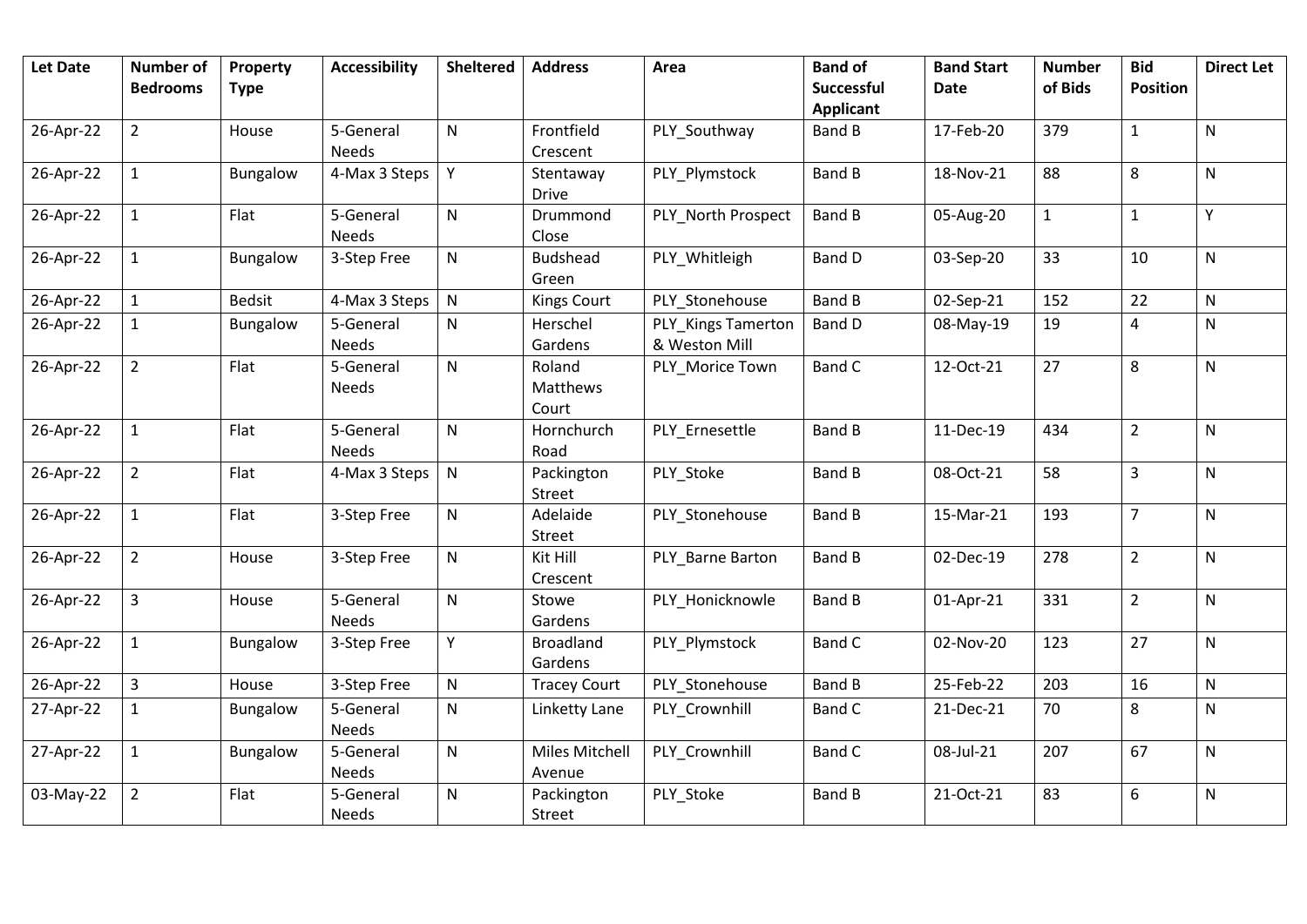| Let Date | Number of Bedrooms | Property Type | Accessibility | Sheltered | Address | Area | Band of Successful Applicant | Band Start Date | Number of Bids | Bid Position | Direct Let |
|---|---|---|---|---|---|---|---|---|---|---|---|
| 26-Apr-22 | 2 | House | 5-General Needs | N | Frontfield Crescent | PLY_Southway | Band B | 17-Feb-20 | 379 | 1 | N |
| 26-Apr-22 | 1 | Bungalow | 4-Max 3 Steps | Y | Stentaway Drive | PLY_Plymstock | Band B | 18-Nov-21 | 88 | 8 | N |
| 26-Apr-22 | 1 | Flat | 5-General Needs | N | Drummond Close | PLY_North Prospect | Band B | 05-Aug-20 | 1 | 1 | Y |
| 26-Apr-22 | 1 | Bungalow | 3-Step Free | N | Budshead Green | PLY_Whitleigh | Band D | 03-Sep-20 | 33 | 10 | N |
| 26-Apr-22 | 1 | Bedsit | 4-Max 3 Steps | N | Kings Court | PLY_Stonehouse | Band B | 02-Sep-21 | 152 | 22 | N |
| 26-Apr-22 | 1 | Bungalow | 5-General Needs | N | Herschel Gardens | PLY_Kings Tamerton & Weston Mill | Band D | 08-May-19 | 19 | 4 | N |
| 26-Apr-22 | 2 | Flat | 5-General Needs | N | Roland Matthews Court | PLY_Morice Town | Band C | 12-Oct-21 | 27 | 8 | N |
| 26-Apr-22 | 1 | Flat | 5-General Needs | N | Hornchurch Road | PLY_Ernesettle | Band B | 11-Dec-19 | 434 | 2 | N |
| 26-Apr-22 | 2 | Flat | 4-Max 3 Steps | N | Packington Street | PLY_Stoke | Band B | 08-Oct-21 | 58 | 3 | N |
| 26-Apr-22 | 1 | Flat | 3-Step Free | N | Adelaide Street | PLY_Stonehouse | Band B | 15-Mar-21 | 193 | 7 | N |
| 26-Apr-22 | 2 | House | 3-Step Free | N | Kit Hill Crescent | PLY_Barne Barton | Band B | 02-Dec-19 | 278 | 2 | N |
| 26-Apr-22 | 3 | House | 5-General Needs | N | Stowe Gardens | PLY_Honicknowle | Band B | 01-Apr-21 | 331 | 2 | N |
| 26-Apr-22 | 1 | Bungalow | 3-Step Free | Y | Broadland Gardens | PLY_Plymstock | Band C | 02-Nov-20 | 123 | 27 | N |
| 26-Apr-22 | 3 | House | 3-Step Free | N | Tracey Court | PLY_Stonehouse | Band B | 25-Feb-22 | 203 | 16 | N |
| 27-Apr-22 | 1 | Bungalow | 5-General Needs | N | Linketty Lane | PLY_Crownhill | Band C | 21-Dec-21 | 70 | 8 | N |
| 27-Apr-22 | 1 | Bungalow | 5-General Needs | N | Miles Mitchell Avenue | PLY_Crownhill | Band C | 08-Jul-21 | 207 | 67 | N |
| 03-May-22 | 2 | Flat | 5-General Needs | N | Packington Street | PLY_Stoke | Band B | 21-Oct-21 | 83 | 6 | N |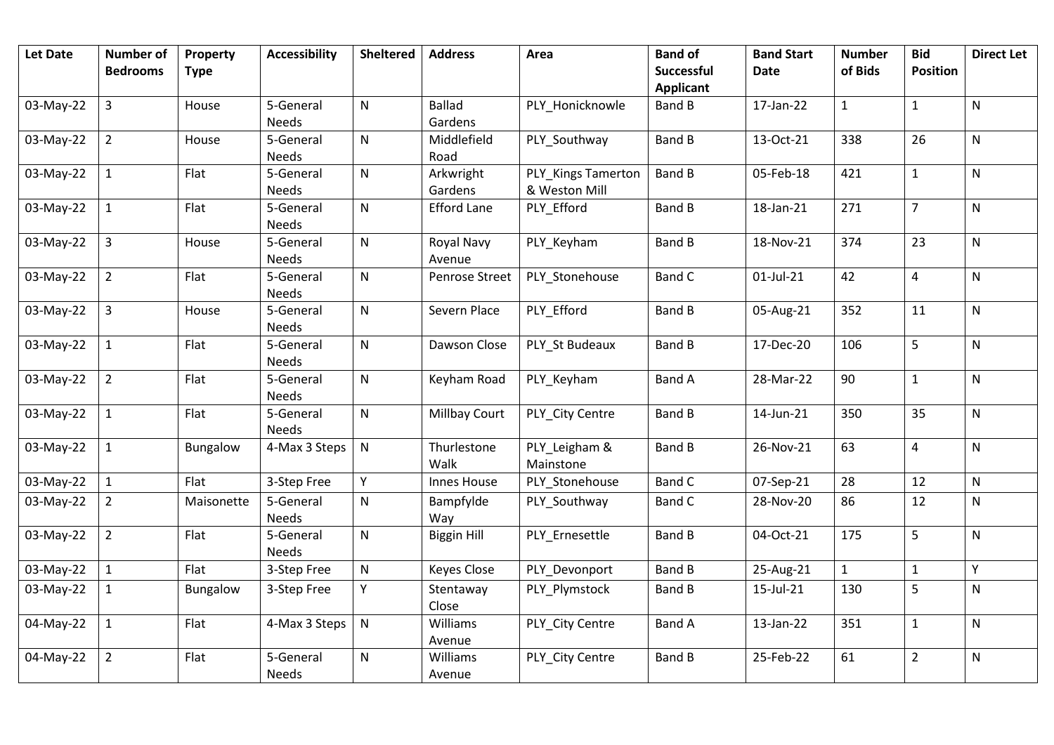| Let Date | Number of Bedrooms | Property Type | Accessibility | Sheltered | Address | Area | Band of Successful Applicant | Band Start Date | Number of Bids | Bid Position | Direct Let |
|---|---|---|---|---|---|---|---|---|---|---|---|
| 03-May-22 | 3 | House | 5-General Needs | N | Ballad Gardens | PLY_Honicknowle | Band B | 17-Jan-22 | 1 | 1 | N |
| 03-May-22 | 2 | House | 5-General Needs | N | Middlefield Road | PLY_Southway | Band B | 13-Oct-21 | 338 | 26 | N |
| 03-May-22 | 1 | Flat | 5-General Needs | N | Arkwright Gardens | PLY_Kings Tamerton & Weston Mill | Band B | 05-Feb-18 | 421 | 1 | N |
| 03-May-22 | 1 | Flat | 5-General Needs | N | Efford Lane | PLY_Efford | Band B | 18-Jan-21 | 271 | 7 | N |
| 03-May-22 | 3 | House | 5-General Needs | N | Royal Navy Avenue | PLY_Keyham | Band B | 18-Nov-21 | 374 | 23 | N |
| 03-May-22 | 2 | Flat | 5-General Needs | N | Penrose Street | PLY_Stonehouse | Band C | 01-Jul-21 | 42 | 4 | N |
| 03-May-22 | 3 | House | 5-General Needs | N | Severn Place | PLY_Efford | Band B | 05-Aug-21 | 352 | 11 | N |
| 03-May-22 | 1 | Flat | 5-General Needs | N | Dawson Close | PLY_St Budeaux | Band B | 17-Dec-20 | 106 | 5 | N |
| 03-May-22 | 2 | Flat | 5-General Needs | N | Keyham Road | PLY_Keyham | Band A | 28-Mar-22 | 90 | 1 | N |
| 03-May-22 | 1 | Flat | 5-General Needs | N | Millbay Court | PLY_City Centre | Band B | 14-Jun-21 | 350 | 35 | N |
| 03-May-22 | 1 | Bungalow | 4-Max 3 Steps | N | Thurlestone Walk | PLY_Leigham & Mainstone | Band B | 26-Nov-21 | 63 | 4 | N |
| 03-May-22 | 1 | Flat | 3-Step Free | Y | Innes House | PLY_Stonehouse | Band C | 07-Sep-21 | 28 | 12 | N |
| 03-May-22 | 2 | Maisonette | 5-General Needs | N | Bampfylde Way | PLY_Southway | Band C | 28-Nov-20 | 86 | 12 | N |
| 03-May-22 | 2 | Flat | 5-General Needs | N | Biggin Hill | PLY_Ernesettle | Band B | 04-Oct-21 | 175 | 5 | N |
| 03-May-22 | 1 | Flat | 3-Step Free | N | Keyes Close | PLY_Devonport | Band B | 25-Aug-21 | 1 | 1 | Y |
| 03-May-22 | 1 | Bungalow | 3-Step Free | Y | Stentaway Close | PLY_Plymstock | Band B | 15-Jul-21 | 130 | 5 | N |
| 04-May-22 | 1 | Flat | 4-Max 3 Steps | N | Williams Avenue | PLY_City Centre | Band A | 13-Jan-22 | 351 | 1 | N |
| 04-May-22 | 2 | Flat | 5-General Needs | N | Williams Avenue | PLY_City Centre | Band B | 25-Feb-22 | 61 | 2 | N |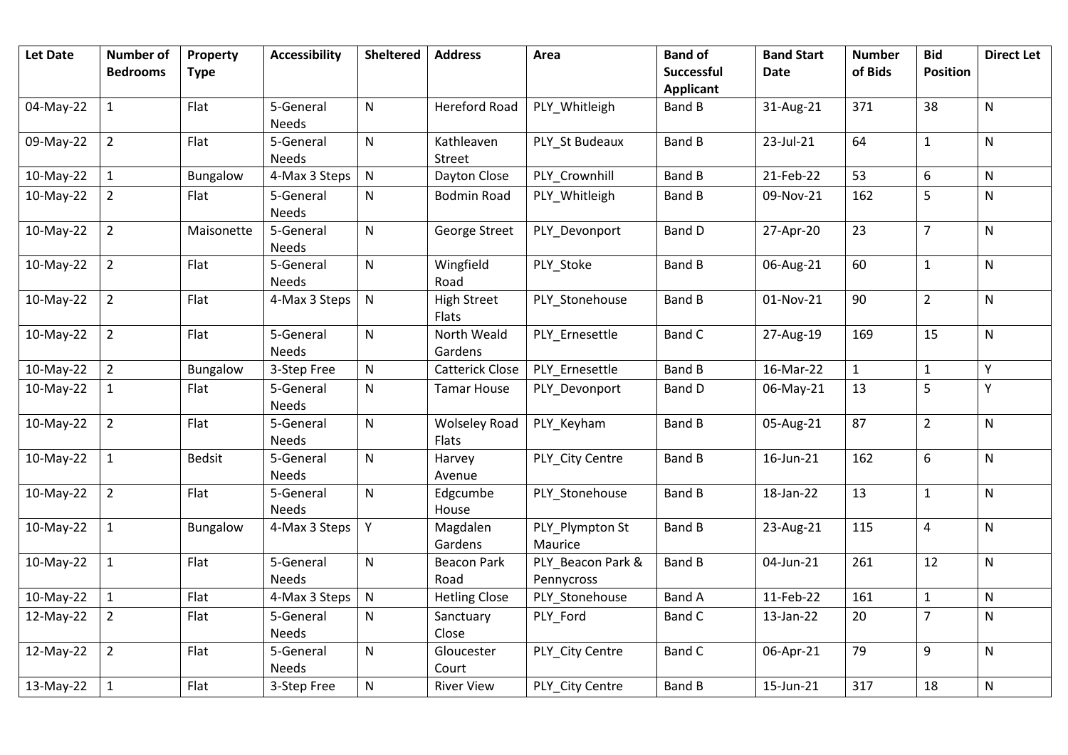| Let Date | Number of Bedrooms | Property Type | Accessibility | Sheltered | Address | Area | Band of Successful Applicant | Band Start Date | Number of Bids | Bid Position | Direct Let |
|---|---|---|---|---|---|---|---|---|---|---|---|
| 04-May-22 | 1 | Flat | 5-General Needs | N | Hereford Road | PLY_Whitleigh | Band B | 31-Aug-21 | 371 | 38 | N |
| 09-May-22 | 2 | Flat | 5-General Needs | N | Kathleaven Street | PLY_St Budeaux | Band B | 23-Jul-21 | 64 | 1 | N |
| 10-May-22 | 1 | Bungalow | 4-Max 3 Steps | N | Dayton Close | PLY_Crownhill | Band B | 21-Feb-22 | 53 | 6 | N |
| 10-May-22 | 2 | Flat | 5-General Needs | N | Bodmin Road | PLY_Whitleigh | Band B | 09-Nov-21 | 162 | 5 | N |
| 10-May-22 | 2 | Maisonette | 5-General Needs | N | George Street | PLY_Devonport | Band D | 27-Apr-20 | 23 | 7 | N |
| 10-May-22 | 2 | Flat | 5-General Needs | N | Wingfield Road | PLY_Stoke | Band B | 06-Aug-21 | 60 | 1 | N |
| 10-May-22 | 2 | Flat | 4-Max 3 Steps | N | High Street Flats | PLY_Stonehouse | Band B | 01-Nov-21 | 90 | 2 | N |
| 10-May-22 | 2 | Flat | 5-General Needs | N | North Weald Gardens | PLY_Ernesettle | Band C | 27-Aug-19 | 169 | 15 | N |
| 10-May-22 | 2 | Bungalow | 3-Step Free | N | Catterick Close | PLY_Ernesettle | Band B | 16-Mar-22 | 1 | 1 | Y |
| 10-May-22 | 1 | Flat | 5-General Needs | N | Tamar House | PLY_Devonport | Band D | 06-May-21 | 13 | 5 | Y |
| 10-May-22 | 2 | Flat | 5-General Needs | N | Wolseley Road Flats | PLY_Keyham | Band B | 05-Aug-21 | 87 | 2 | N |
| 10-May-22 | 1 | Bedsit | 5-General Needs | N | Harvey Avenue | PLY_City Centre | Band B | 16-Jun-21 | 162 | 6 | N |
| 10-May-22 | 2 | Flat | 5-General Needs | N | Edgcumbe House | PLY_Stonehouse | Band B | 18-Jan-22 | 13 | 1 | N |
| 10-May-22 | 1 | Bungalow | 4-Max 3 Steps | Y | Magdalen Gardens | PLY_Plympton St Maurice | Band B | 23-Aug-21 | 115 | 4 | N |
| 10-May-22 | 1 | Flat | 5-General Needs | N | Beacon Park Road | PLY_Beacon Park & Pennycross | Band B | 04-Jun-21 | 261 | 12 | N |
| 10-May-22 | 1 | Flat | 4-Max 3 Steps | N | Hetling Close | PLY_Stonehouse | Band A | 11-Feb-22 | 161 | 1 | N |
| 12-May-22 | 2 | Flat | 5-General Needs | N | Sanctuary Close | PLY_Ford | Band C | 13-Jan-22 | 20 | 7 | N |
| 12-May-22 | 2 | Flat | 5-General Needs | N | Gloucester Court | PLY_City Centre | Band C | 06-Apr-21 | 79 | 9 | N |
| 13-May-22 | 1 | Flat | 3-Step Free | N | River View | PLY_City Centre | Band B | 15-Jun-21 | 317 | 18 | N |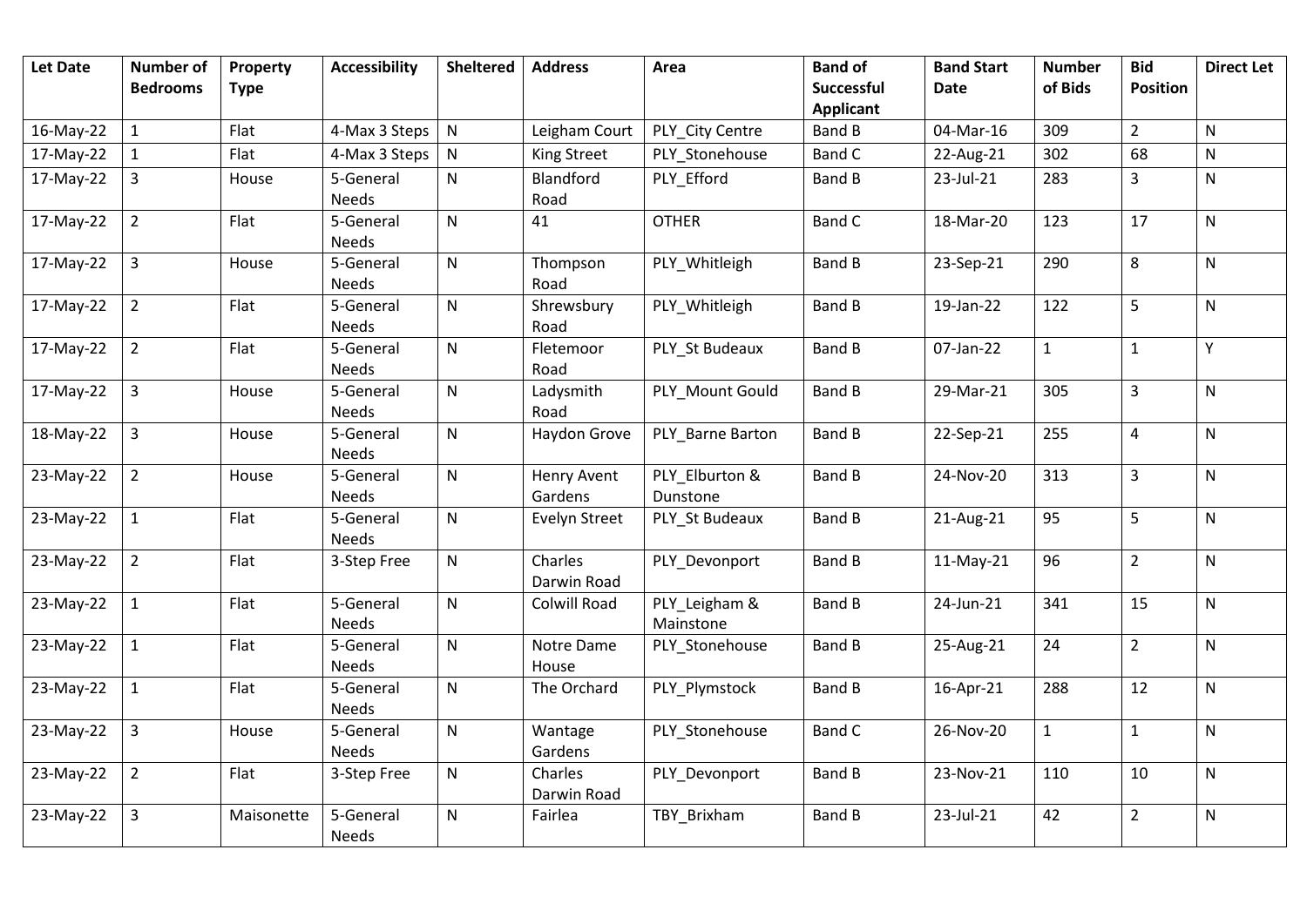| Let Date | Number of Bedrooms | Property Type | Accessibility | Sheltered | Address | Area | Band of Successful Applicant | Band Start Date | Number of Bids | Bid Position | Direct Let |
|---|---|---|---|---|---|---|---|---|---|---|---|
| 16-May-22 | 1 | Flat | 4-Max 3 Steps | N | Leigham Court | PLY_City Centre | Band B | 04-Mar-16 | 309 | 2 | N |
| 17-May-22 | 1 | Flat | 4-Max 3 Steps | N | King Street | PLY_Stonehouse | Band C | 22-Aug-21 | 302 | 68 | N |
| 17-May-22 | 3 | House | 5-General Needs | N | Blandford Road | PLY_Efford | Band B | 23-Jul-21 | 283 | 3 | N |
| 17-May-22 | 2 | Flat | 5-General Needs | N | 41 | OTHER | Band C | 18-Mar-20 | 123 | 17 | N |
| 17-May-22 | 3 | House | 5-General Needs | N | Thompson Road | PLY_Whitleigh | Band B | 23-Sep-21 | 290 | 8 | N |
| 17-May-22 | 2 | Flat | 5-General Needs | N | Shrewsbury Road | PLY_Whitleigh | Band B | 19-Jan-22 | 122 | 5 | N |
| 17-May-22 | 2 | Flat | 5-General Needs | N | Fletemoor Road | PLY_St Budeaux | Band B | 07-Jan-22 | 1 | 1 | Y |
| 17-May-22 | 3 | House | 5-General Needs | N | Ladysmith Road | PLY_Mount Gould | Band B | 29-Mar-21 | 305 | 3 | N |
| 18-May-22 | 3 | House | 5-General Needs | N | Haydon Grove | PLY_Barne Barton | Band B | 22-Sep-21 | 255 | 4 | N |
| 23-May-22 | 2 | House | 5-General Needs | N | Henry Avent Gardens | PLY_Elburton & Dunstone | Band B | 24-Nov-20 | 313 | 3 | N |
| 23-May-22 | 1 | Flat | 5-General Needs | N | Evelyn Street | PLY_St Budeaux | Band B | 21-Aug-21 | 95 | 5 | N |
| 23-May-22 | 2 | Flat | 3-Step Free | N | Charles Darwin Road | PLY_Devonport | Band B | 11-May-21 | 96 | 2 | N |
| 23-May-22 | 1 | Flat | 5-General Needs | N | Colwill Road | PLY_Leigham & Mainstone | Band B | 24-Jun-21 | 341 | 15 | N |
| 23-May-22 | 1 | Flat | 5-General Needs | N | Notre Dame House | PLY_Stonehouse | Band B | 25-Aug-21 | 24 | 2 | N |
| 23-May-22 | 1 | Flat | 5-General Needs | N | The Orchard | PLY_Plymstock | Band B | 16-Apr-21 | 288 | 12 | N |
| 23-May-22 | 3 | House | 5-General Needs | N | Wantage Gardens | PLY_Stonehouse | Band C | 26-Nov-20 | 1 | 1 | N |
| 23-May-22 | 2 | Flat | 3-Step Free | N | Charles Darwin Road | PLY_Devonport | Band B | 23-Nov-21 | 110 | 10 | N |
| 23-May-22 | 3 | Maisonette | 5-General Needs | N | Fairlea | TBY_Brixham | Band B | 23-Jul-21 | 42 | 2 | N |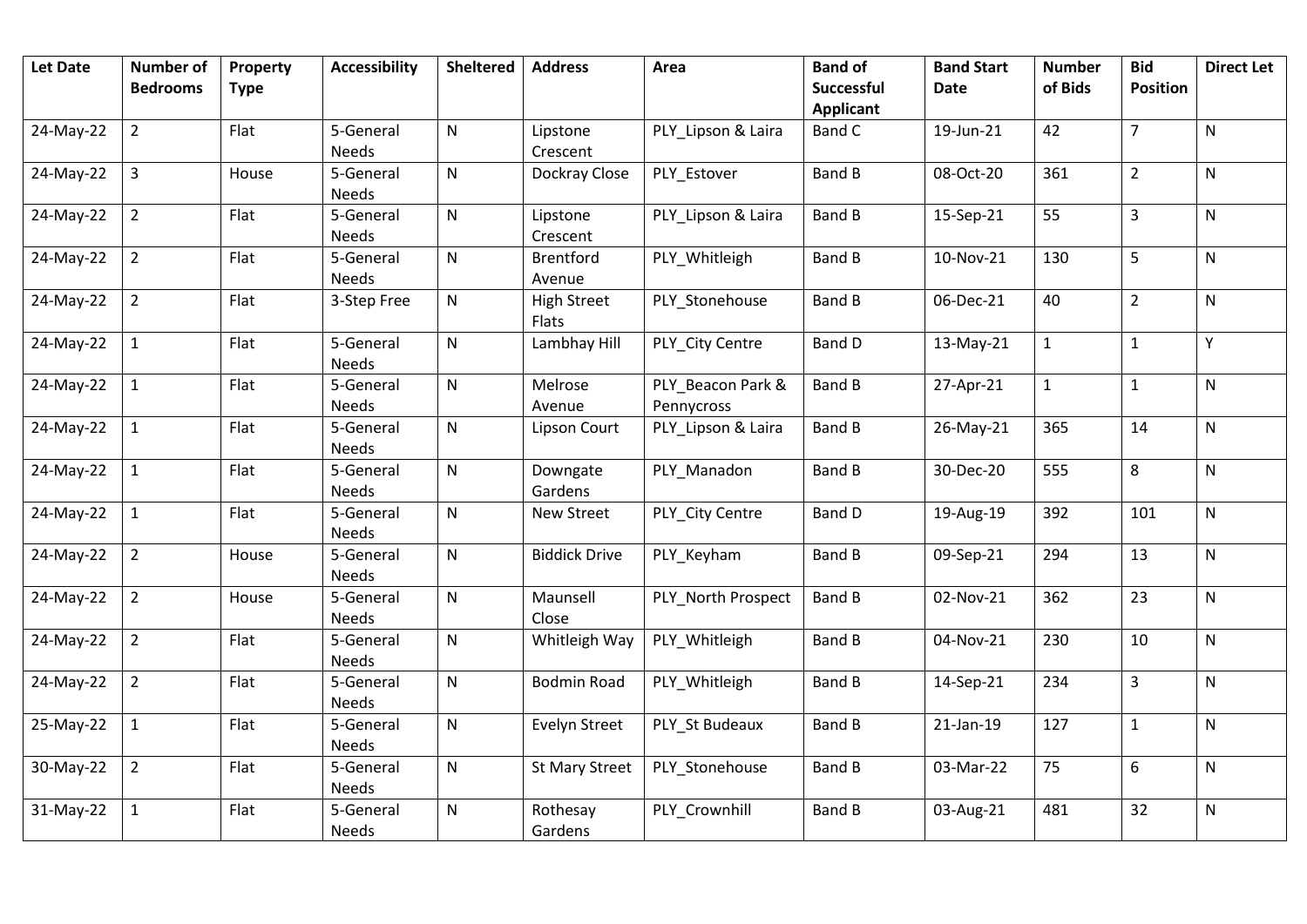| Let Date | Number of Bedrooms | Property Type | Accessibility | Sheltered | Address | Area | Band of Successful Applicant | Band Start Date | Number of Bids | Bid Position | Direct Let |
|---|---|---|---|---|---|---|---|---|---|---|---|
| 24-May-22 | 2 | Flat | 5-General Needs | N | Lipstone Crescent | PLY_Lipson & Laira | Band C | 19-Jun-21 | 42 | 7 | N |
| 24-May-22 | 3 | House | 5-General Needs | N | Dockray Close | PLY_Estover | Band B | 08-Oct-20 | 361 | 2 | N |
| 24-May-22 | 2 | Flat | 5-General Needs | N | Lipstone Crescent | PLY_Lipson & Laira | Band B | 15-Sep-21 | 55 | 3 | N |
| 24-May-22 | 2 | Flat | 5-General Needs | N | Brentford Avenue | PLY_Whitleigh | Band B | 10-Nov-21 | 130 | 5 | N |
| 24-May-22 | 2 | Flat | 3-Step Free | N | High Street Flats | PLY_Stonehouse | Band B | 06-Dec-21 | 40 | 2 | N |
| 24-May-22 | 1 | Flat | 5-General Needs | N | Lambhay Hill | PLY_City Centre | Band D | 13-May-21 | 1 | 1 | Y |
| 24-May-22 | 1 | Flat | 5-General Needs | N | Melrose Avenue | PLY_Beacon Park & Pennycross | Band B | 27-Apr-21 | 1 | 1 | N |
| 24-May-22 | 1 | Flat | 5-General Needs | N | Lipson Court | PLY_Lipson & Laira | Band B | 26-May-21 | 365 | 14 | N |
| 24-May-22 | 1 | Flat | 5-General Needs | N | Downgate Gardens | PLY_Manadon | Band B | 30-Dec-20 | 555 | 8 | N |
| 24-May-22 | 1 | Flat | 5-General Needs | N | New Street | PLY_City Centre | Band D | 19-Aug-19 | 392 | 101 | N |
| 24-May-22 | 2 | House | 5-General Needs | N | Biddick Drive | PLY_Keyham | Band B | 09-Sep-21 | 294 | 13 | N |
| 24-May-22 | 2 | House | 5-General Needs | N | Maunsell Close | PLY_North Prospect | Band B | 02-Nov-21 | 362 | 23 | N |
| 24-May-22 | 2 | Flat | 5-General Needs | N | Whitleigh Way | PLY_Whitleigh | Band B | 04-Nov-21 | 230 | 10 | N |
| 24-May-22 | 2 | Flat | 5-General Needs | N | Bodmin Road | PLY_Whitleigh | Band B | 14-Sep-21 | 234 | 3 | N |
| 25-May-22 | 1 | Flat | 5-General Needs | N | Evelyn Street | PLY_St Budeaux | Band B | 21-Jan-19 | 127 | 1 | N |
| 30-May-22 | 2 | Flat | 5-General Needs | N | St Mary Street | PLY_Stonehouse | Band B | 03-Mar-22 | 75 | 6 | N |
| 31-May-22 | 1 | Flat | 5-General Needs | N | Rothesay Gardens | PLY_Crownhill | Band B | 03-Aug-21 | 481 | 32 | N |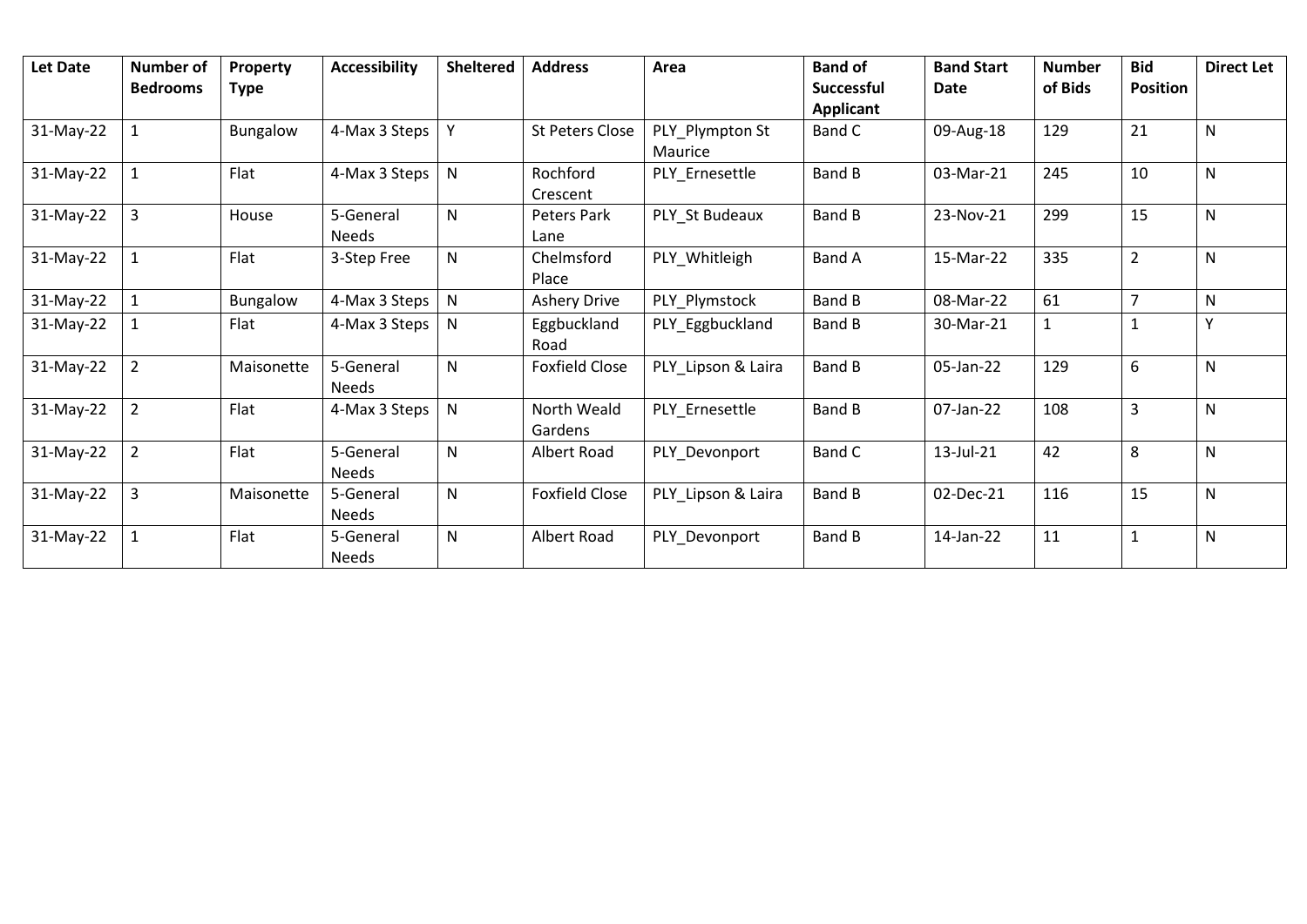| Let Date | Number of Bedrooms | Property Type | Accessibility | Sheltered | Address | Area | Band of Successful Applicant | Band Start Date | Number of Bids | Bid Position | Direct Let |
|---|---|---|---|---|---|---|---|---|---|---|---|
| 31-May-22 | 1 | Bungalow | 4-Max 3 Steps | Y | St Peters Close | PLY_Plympton St Maurice | Band C | 09-Aug-18 | 129 | 21 | N |
| 31-May-22 | 1 | Flat | 4-Max 3 Steps | N | Rochford Crescent | PLY_Ernesettle | Band B | 03-Mar-21 | 245 | 10 | N |
| 31-May-22 | 3 | House | 5-General Needs | N | Peters Park Lane | PLY_St Budeaux | Band B | 23-Nov-21 | 299 | 15 | N |
| 31-May-22 | 1 | Flat | 3-Step Free | N | Chelmsford Place | PLY_Whitleigh | Band A | 15-Mar-22 | 335 | 2 | N |
| 31-May-22 | 1 | Bungalow | 4-Max 3 Steps | N | Ashery Drive | PLY_Plymstock | Band B | 08-Mar-22 | 61 | 7 | N |
| 31-May-22 | 1 | Flat | 4-Max 3 Steps | N | Eggbuckland Road | PLY_Eggbuckland | Band B | 30-Mar-21 | 1 | 1 | Y |
| 31-May-22 | 2 | Maisonette | 5-General Needs | N | Foxfield Close | PLY_Lipson & Laira | Band B | 05-Jan-22 | 129 | 6 | N |
| 31-May-22 | 2 | Flat | 4-Max 3 Steps | N | North Weald Gardens | PLY_Ernesettle | Band B | 07-Jan-22 | 108 | 3 | N |
| 31-May-22 | 2 | Flat | 5-General Needs | N | Albert Road | PLY_Devonport | Band C | 13-Jul-21 | 42 | 8 | N |
| 31-May-22 | 3 | Maisonette | 5-General Needs | N | Foxfield Close | PLY_Lipson & Laira | Band B | 02-Dec-21 | 116 | 15 | N |
| 31-May-22 | 1 | Flat | 5-General Needs | N | Albert Road | PLY_Devonport | Band B | 14-Jan-22 | 11 | 1 | N |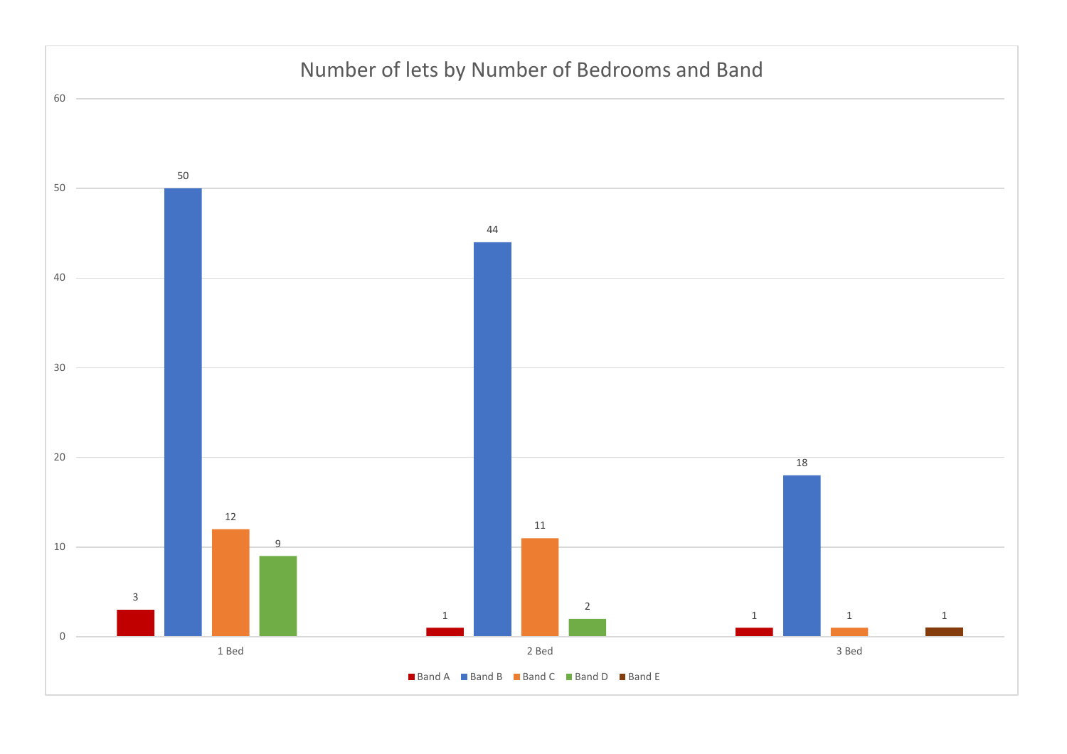## Number of lets by Number of Bedrooms and Band

| | Band A | Band B | Band C | Band D | Band E |
|---|---|---|---|---|---|
| 1 Bed | 3 | 50 | 12 | 9 | |
| 2 Bed | 1 | 44 | 11 | 2 | |
| 3 Bed | 1 | 18 | 1 | | 1 |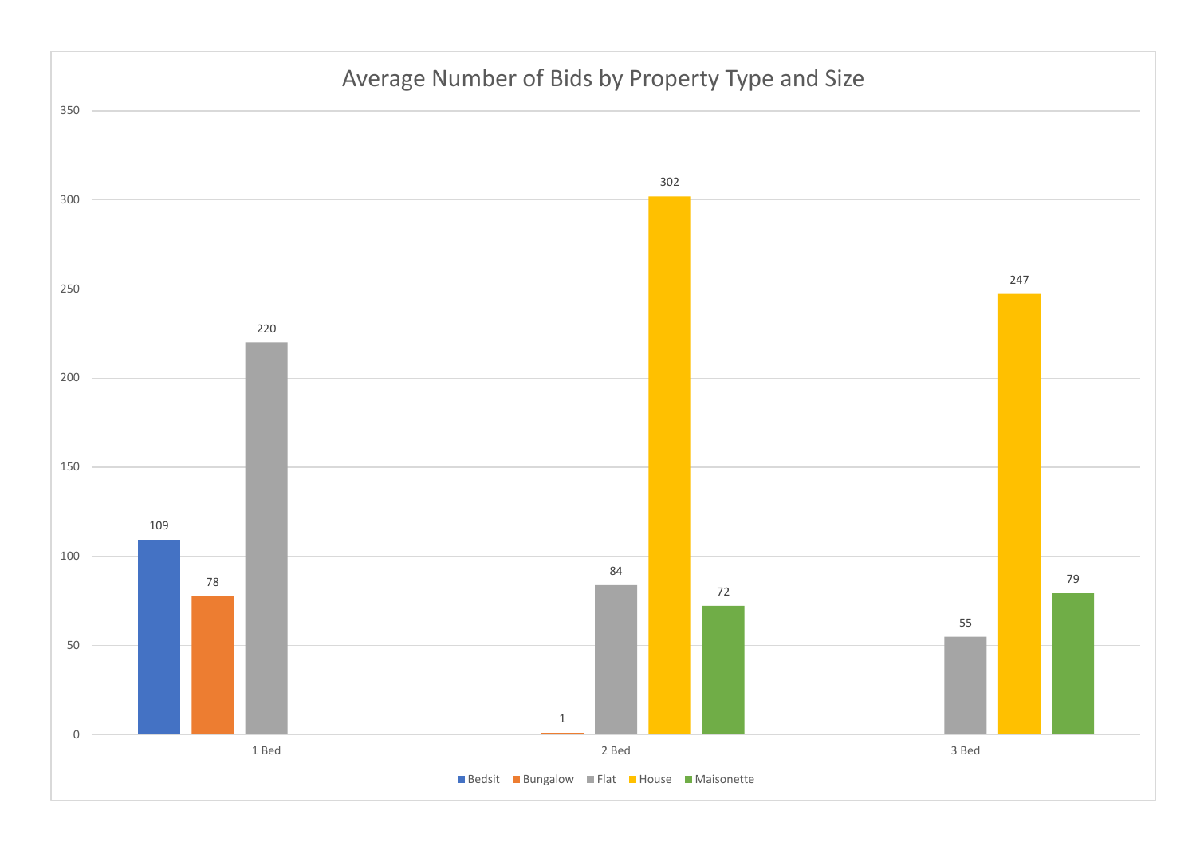Average Number of Bids by Property Type and Size

350
300
250
200
150
100
50
0

109
78
220
1
84
302
72
55
247
79

1 Bed
2 Bed
3 Bed

Bedsit
Bungalow
Flat
House
Maisonette